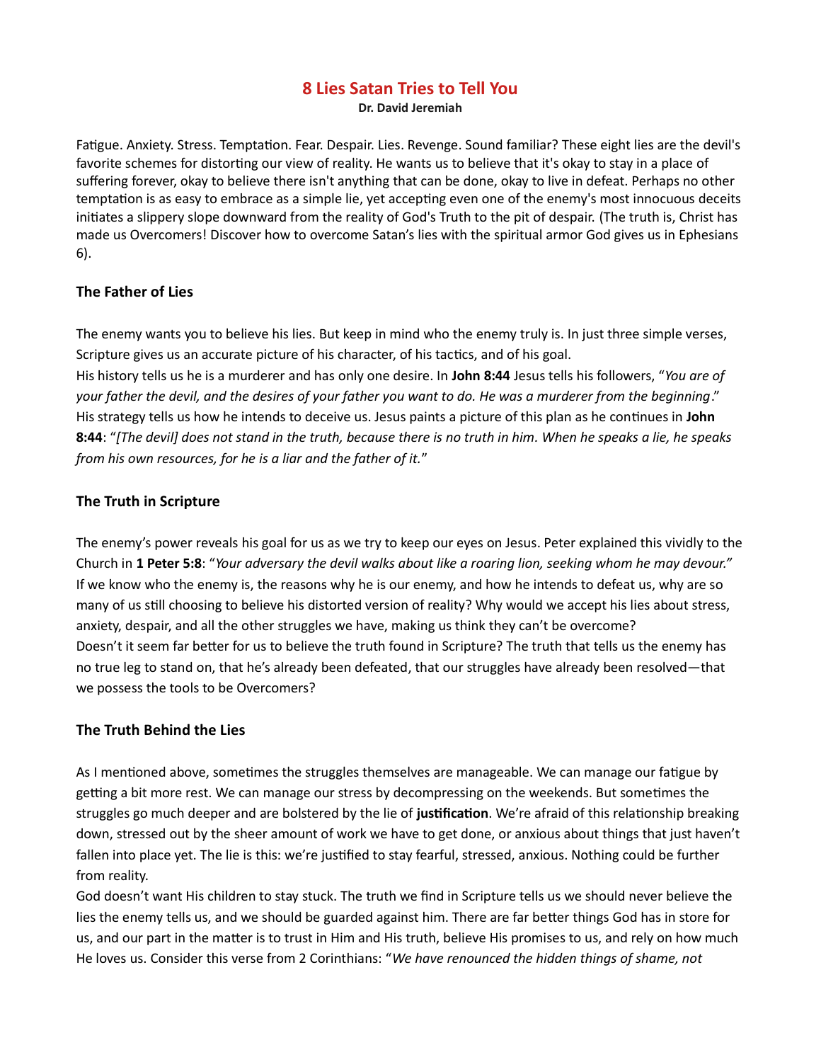# 8 Lies Satan Tries to Tell You

**Dr. David Jeremiah**

Fatigue. Anxiety. Stress. Temptation. Fear. Despair. Lies. Revenge. Sound familiar? These eight lies are the devil's favorite schemes for distorting our view of reality. He wants us to believe that it's okay to stay in a place of suffering forever, okay to believe there isn't anything that can be done, okay to live in defeat. Perhaps no other temptation is as easy to embrace as a simple lie, yet accepting even one of the enemy's most innocuous deceits initiates a slippery slope downward from the reality of God's Truth to the pit of despair. (The truth is, Christ has made us Overcomers! Discover how to overcome Satan's lies with the spiritual armor God gives us in Ephesians 6).

### The Father of Lies

The enemy wants you to believe his lies. But keep in mind who the enemy truly is. In just three simple verses, Scripture gives us an accurate picture of his character, of his tactics, and of his goal.

His history tells us he is a murderer and has only one desire. In **John 8:44** Jesus tells his followers, "*You are of your father the devil, and the desires of your father you want to do. He was a murderer from the beginning*."

His strategy tells us how he intends to deceive us. Jesus paints a picture of this plan as he continues in **John 8:44**: "*[The devil] does not stand in the truth, because there is no truth in him. When he speaks a lie, he speaks from his own resources, for he is a liar and the father of it.*"

### The Truth in Scripture

The enemy's power reveals his goal for us as we try to keep our eyes on Jesus. Peter explained this vividly to the Church in **1 Peter 5:8**: "*Your adversary the devil walks about like a roaring lion, seeking whom he may devour.*"

If we know who the enemy is, the reasons why he is our enemy, and how he intends to defeat us, why are so many of us still choosing to believe his distorted version of reality? Why would we accept his lies about stress, anxiety, despair, and all the other struggles we have, making us think they can't be overcome?

Doesn't it seem far better for us to believe the truth found in Scripture? The truth that tells us the enemy has no true leg to stand on, that he's already been defeated, that our struggles have already been resolved—that we possess the tools to be Overcomers?

### The Truth Behind the Lies

As I mentioned above, sometimes the struggles themselves are manageable. We can manage our fatigue by getting a bit more rest. We can manage our stress by decompressing on the weekends. But sometimes the struggles go much deeper and are bolstered by the lie of **justification**. We're afraid of this relationship breaking down, stressed out by the sheer amount of work we have to get done, or anxious about things that just haven't fallen into place yet. The lie is this: we're justified to stay fearful, stressed, anxious. Nothing could be further from reality.

God doesn't want His children to stay stuck. The truth we find in Scripture tells us we should never believe the lies the enemy tells us, and we should be guarded against him. There are far better things God has in store for us, and our part in the matter is to trust in Him and His truth, believe His promises to us, and rely on how much He loves us. Consider this verse from 2 Corinthians: "*We have renounced the hidden things of shame, not*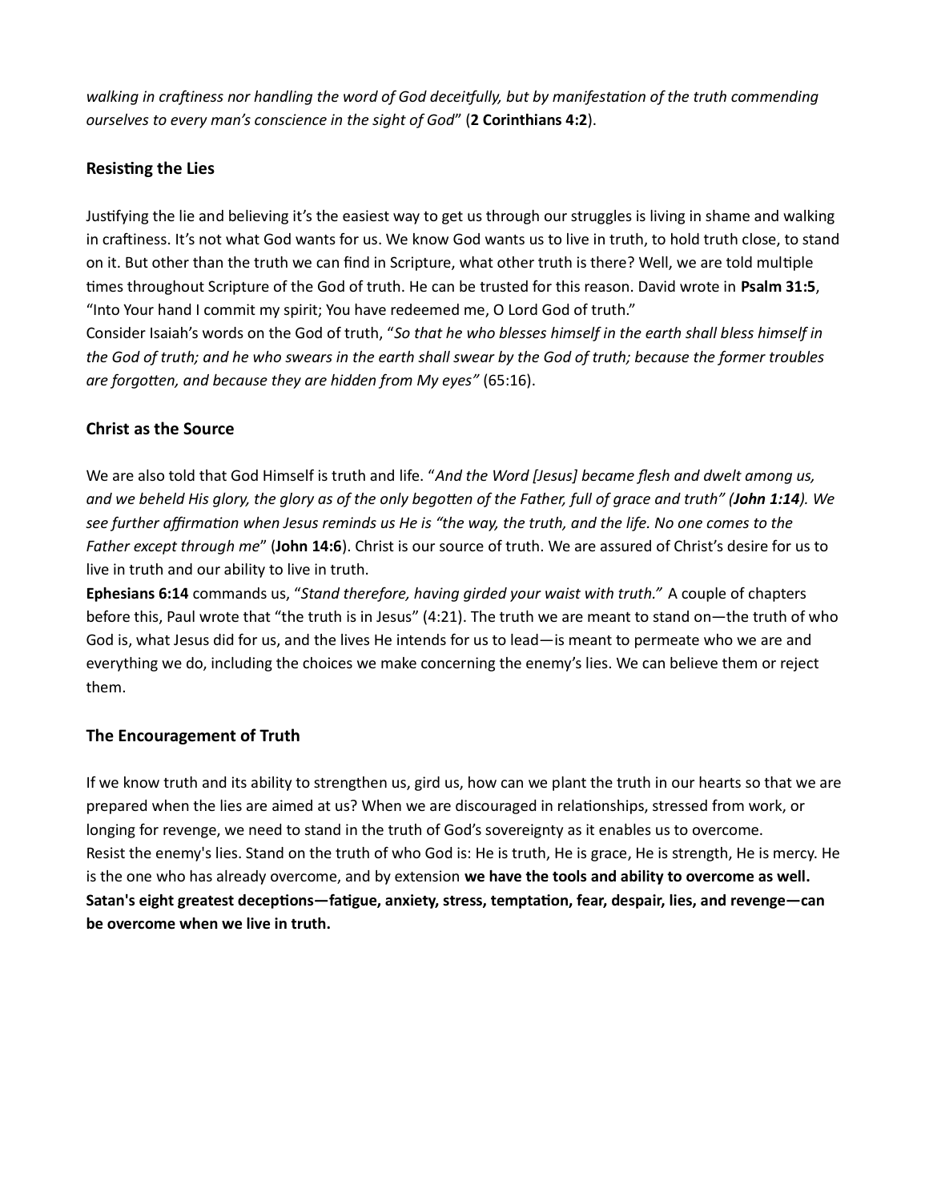*walking in craftiness nor handling the word of God deceitfully, but by manifestation of the truth commending ourselves to every man's conscience in the sight of God*" (**2 Corinthians 4:2**).

### Resisting the Lies

Justifying the lie and believing it's the easiest way to get us through our struggles is living in shame and walking in craftiness. It's not what God wants for us. We know God wants us to live in truth, to hold truth close, to stand on it. But other than the truth we can find in Scripture, what other truth is there? Well, we are told multiple times throughout Scripture of the God of truth. He can be trusted for this reason. David wrote in **Psalm 31:5**, "Into Your hand I commit my spirit; You have redeemed me, O Lord God of truth."

Consider Isaiah's words on the God of truth, "*So that he who blesses himself in the earth shall bless himself in the God of truth; and he who swears in the earth shall swear by the God of truth; because the former troubles are forgotten, and because they are hidden from My eyes"* (65:16).

### Christ as the Source

We are also told that God Himself is truth and life. "*And the Word [Jesus] became flesh and dwelt among us, and we beheld His glory, the glory as of the only begotten of the Father, full of grace and truth" (**John 1:14**). We see further affirmation when Jesus reminds us He is "the way, the truth, and the life. No one comes to the Father except through me*" (**John 14:6**). Christ is our source of truth. We are assured of Christ's desire for us to live in truth and our ability to live in truth.

**Ephesians 6:14** commands us, "*Stand therefore, having girded your waist with truth.*" A couple of chapters before this, Paul wrote that "the truth is in Jesus" (4:21). The truth we are meant to stand on—the truth of who God is, what Jesus did for us, and the lives He intends for us to lead—is meant to permeate who we are and everything we do, including the choices we make concerning the enemy's lies. We can believe them or reject them.

### The Encouragement of Truth

If we know truth and its ability to strengthen us, gird us, how can we plant the truth in our hearts so that we are prepared when the lies are aimed at us? When we are discouraged in relationships, stressed from work, or longing for revenge, we need to stand in the truth of God's sovereignty as it enables us to overcome.

Resist the enemy's lies. Stand on the truth of who God is: He is truth, He is grace, He is strength, He is mercy. He is the one who has already overcome, and by extension **we have the tools and ability to overcome as well. Satan's eight greatest deceptions—fatigue, anxiety, stress, temptation, fear, despair, lies, and revenge—can be overcome when we live in truth.**